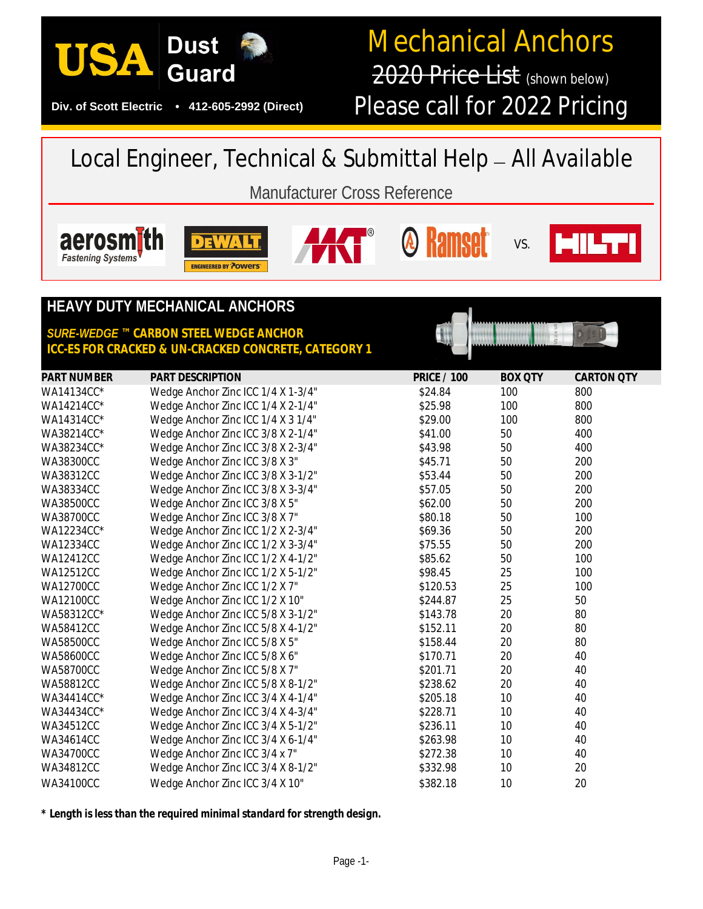# USA Dust Guard

Div. of Scott Electric • 412-605-2992 (Direct)

# Mechanical Anchors

~~2020 Price List~~ (shown below)

Please call for 2022 Pricing

## Local Engineer, Technical & Submittal Help – All Available

Manufacturer Cross Reference

aerosmith Fastening Systems | DEWALT ENGINEERED BY Powers | MKT | Ramset | VS. | HILTI

## HEAVY DUTY MECHANICAL ANCHORS

***SURE-WEDGE ™ CARBON STEEL WEDGE ANCHOR***
***ICC-ES FOR CRACKED & UN-CRACKED CONCRETE, CATEGORY 1***

| PART NUMBER | PART DESCRIPTION | PRICE / 100 | BOX QTY | CARTON QTY |
|---|---|---|---|---|
| WA14134CC* | Wedge Anchor Zinc ICC 1/4 X 1-3/4" | $24.84 | 100 | 800 |
| WA14214CC* | Wedge Anchor Zinc ICC 1/4 X 2-1/4" | $25.98 | 100 | 800 |
| WA14314CC* | Wedge Anchor Zinc ICC 1/4 X 3 1/4" | $29.00 | 100 | 800 |
| WA38214CC* | Wedge Anchor Zinc ICC 3/8 X 2-1/4" | $41.00 | 50 | 400 |
| WA38234CC* | Wedge Anchor Zinc ICC 3/8 X 2-3/4" | $43.98 | 50 | 400 |
| WA38300CC | Wedge Anchor Zinc ICC 3/8 X 3" | $45.71 | 50 | 200 |
| WA38312CC | Wedge Anchor Zinc ICC 3/8 X 3-1/2" | $53.44 | 50 | 200 |
| WA38334CC | Wedge Anchor Zinc ICC 3/8 X 3-3/4" | $57.05 | 50 | 200 |
| WA38500CC | Wedge Anchor Zinc ICC 3/8 X 5" | $62.00 | 50 | 200 |
| WA38700CC | Wedge Anchor Zinc ICC 3/8 X 7" | $80.18 | 50 | 100 |
| WA12234CC* | Wedge Anchor Zinc ICC 1/2 X 2-3/4" | $69.36 | 50 | 200 |
| WA12334CC | Wedge Anchor Zinc ICC 1/2 X 3-3/4" | $75.55 | 50 | 200 |
| WA12412CC | Wedge Anchor Zinc ICC 1/2 X 4-1/2" | $85.62 | 50 | 100 |
| WA12512CC | Wedge Anchor Zinc ICC 1/2 X 5-1/2" | $98.45 | 25 | 100 |
| WA12700CC | Wedge Anchor Zinc ICC 1/2 X 7" | $120.53 | 25 | 100 |
| WA12100CC | Wedge Anchor Zinc ICC 1/2 X 10" | $244.87 | 25 | 50 |
| WA58312CC* | Wedge Anchor Zinc ICC 5/8 X 3-1/2" | $143.78 | 20 | 80 |
| WA58412CC | Wedge Anchor Zinc ICC 5/8 X 4-1/2" | $152.11 | 20 | 80 |
| WA58500CC | Wedge Anchor Zinc ICC 5/8 X 5" | $158.44 | 20 | 80 |
| WA58600CC | Wedge Anchor Zinc ICC 5/8 X 6" | $170.71 | 20 | 40 |
| WA58700CC | Wedge Anchor Zinc ICC 5/8 X 7" | $201.71 | 20 | 40 |
| WA58812CC | Wedge Anchor Zinc ICC 5/8 X 8-1/2" | $238.62 | 20 | 40 |
| WA34414CC* | Wedge Anchor Zinc ICC 3/4 X 4-1/4" | $205.18 | 10 | 40 |
| WA34434CC* | Wedge Anchor Zinc ICC 3/4 X 4-3/4" | $228.71 | 10 | 40 |
| WA34512CC | Wedge Anchor Zinc ICC 3/4 X 5-1/2" | $236.11 | 10 | 40 |
| WA34614CC | Wedge Anchor Zinc ICC 3/4 X 6-1/4" | $263.98 | 10 | 40 |
| WA34700CC | Wedge Anchor Zinc ICC 3/4 x 7" | $272.38 | 10 | 40 |
| WA34812CC | Wedge Anchor Zinc ICC 3/4 X 8-1/2" | $332.98 | 10 | 20 |
| WA34100CC | Wedge Anchor Zinc ICC 3/4 X 10" | $382.18 | 10 | 20 |

***\* Length is less than the required minimal standard for strength design.***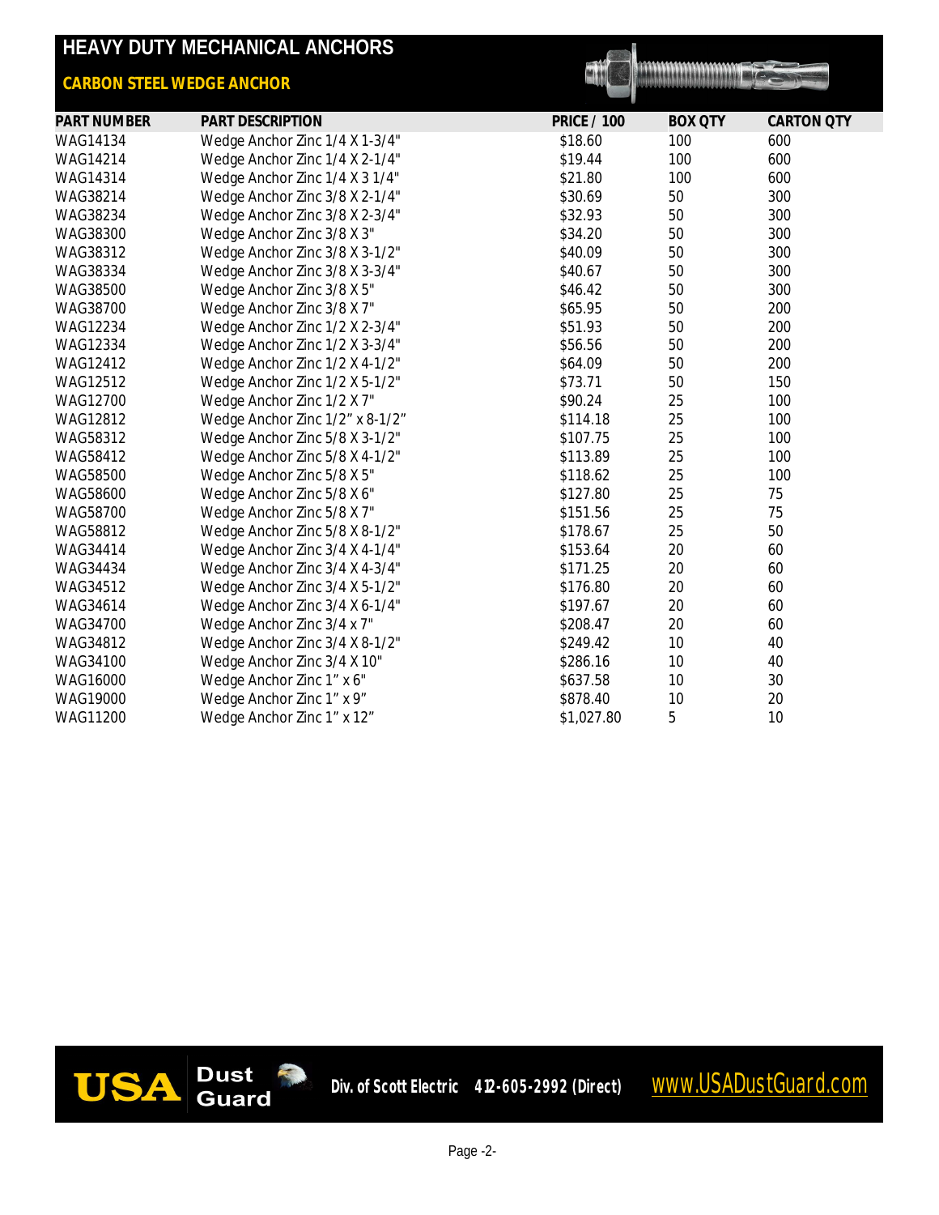# HEAVY DUTY MECHANICAL ANCHORS

## CARBON STEEL WEDGE ANCHOR

| PART NUMBER | PART DESCRIPTION | PRICE / 100 | BOX QTY | CARTON QTY |
|---|---|---|---|---|
| WAG14134 | Wedge Anchor Zinc 1/4 X 1-3/4" | $18.60 | 100 | 600 |
| WAG14214 | Wedge Anchor Zinc 1/4 X 2-1/4" | $19.44 | 100 | 600 |
| WAG14314 | Wedge Anchor Zinc 1/4 X 3 1/4" | $21.80 | 100 | 600 |
| WAG38214 | Wedge Anchor Zinc 3/8 X 2-1/4" | $30.69 | 50 | 300 |
| WAG38234 | Wedge Anchor Zinc 3/8 X 2-3/4" | $32.93 | 50 | 300 |
| WAG38300 | Wedge Anchor Zinc 3/8 X 3" | $34.20 | 50 | 300 |
| WAG38312 | Wedge Anchor Zinc 3/8 X 3-1/2" | $40.09 | 50 | 300 |
| WAG38334 | Wedge Anchor Zinc 3/8 X 3-3/4" | $40.67 | 50 | 300 |
| WAG38500 | Wedge Anchor Zinc 3/8 X 5" | $46.42 | 50 | 300 |
| WAG38700 | Wedge Anchor Zinc 3/8 X 7" | $65.95 | 50 | 200 |
| WAG12234 | Wedge Anchor Zinc 1/2 X 2-3/4" | $51.93 | 50 | 200 |
| WAG12334 | Wedge Anchor Zinc 1/2 X 3-3/4" | $56.56 | 50 | 200 |
| WAG12412 | Wedge Anchor Zinc 1/2 X 4-1/2" | $64.09 | 50 | 200 |
| WAG12512 | Wedge Anchor Zinc 1/2 X 5-1/2" | $73.71 | 50 | 150 |
| WAG12700 | Wedge Anchor Zinc 1/2 X 7" | $90.24 | 25 | 100 |
| WAG12812 | Wedge Anchor Zinc 1/2" x 8-1/2" | $114.18 | 25 | 100 |
| WAG58312 | Wedge Anchor Zinc 5/8 X 3-1/2" | $107.75 | 25 | 100 |
| WAG58412 | Wedge Anchor Zinc 5/8 X 4-1/2" | $113.89 | 25 | 100 |
| WAG58500 | Wedge Anchor Zinc 5/8 X 5" | $118.62 | 25 | 100 |
| WAG58600 | Wedge Anchor Zinc 5/8 X 6" | $127.80 | 25 | 75 |
| WAG58700 | Wedge Anchor Zinc 5/8 X 7" | $151.56 | 25 | 75 |
| WAG58812 | Wedge Anchor Zinc 5/8 X 8-1/2" | $178.67 | 25 | 50 |
| WAG34414 | Wedge Anchor Zinc 3/4 X 4-1/4" | $153.64 | 20 | 60 |
| WAG34434 | Wedge Anchor Zinc 3/4 X 4-3/4" | $171.25 | 20 | 60 |
| WAG34512 | Wedge Anchor Zinc 3/4 X 5-1/2" | $176.80 | 20 | 60 |
| WAG34614 | Wedge Anchor Zinc 3/4 X 6-1/4" | $197.67 | 20 | 60 |
| WAG34700 | Wedge Anchor Zinc 3/4 x 7" | $208.47 | 20 | 60 |
| WAG34812 | Wedge Anchor Zinc 3/4 X 8-1/2" | $249.42 | 10 | 40 |
| WAG34100 | Wedge Anchor Zinc 3/4 X 10" | $286.16 | 10 | 40 |
| WAG16000 | Wedge Anchor Zinc 1" x 6" | $637.58 | 10 | 30 |
| WAG19000 | Wedge Anchor Zinc 1" x 9" | $878.40 | 10 | 20 |
| WAG11200 | Wedge Anchor Zinc 1" x 12" | $1,027.80 | 5 | 10 |

USA Dust Guard Div. of Scott Electric 412-605-2992 (Direct) www.USADustGuard.com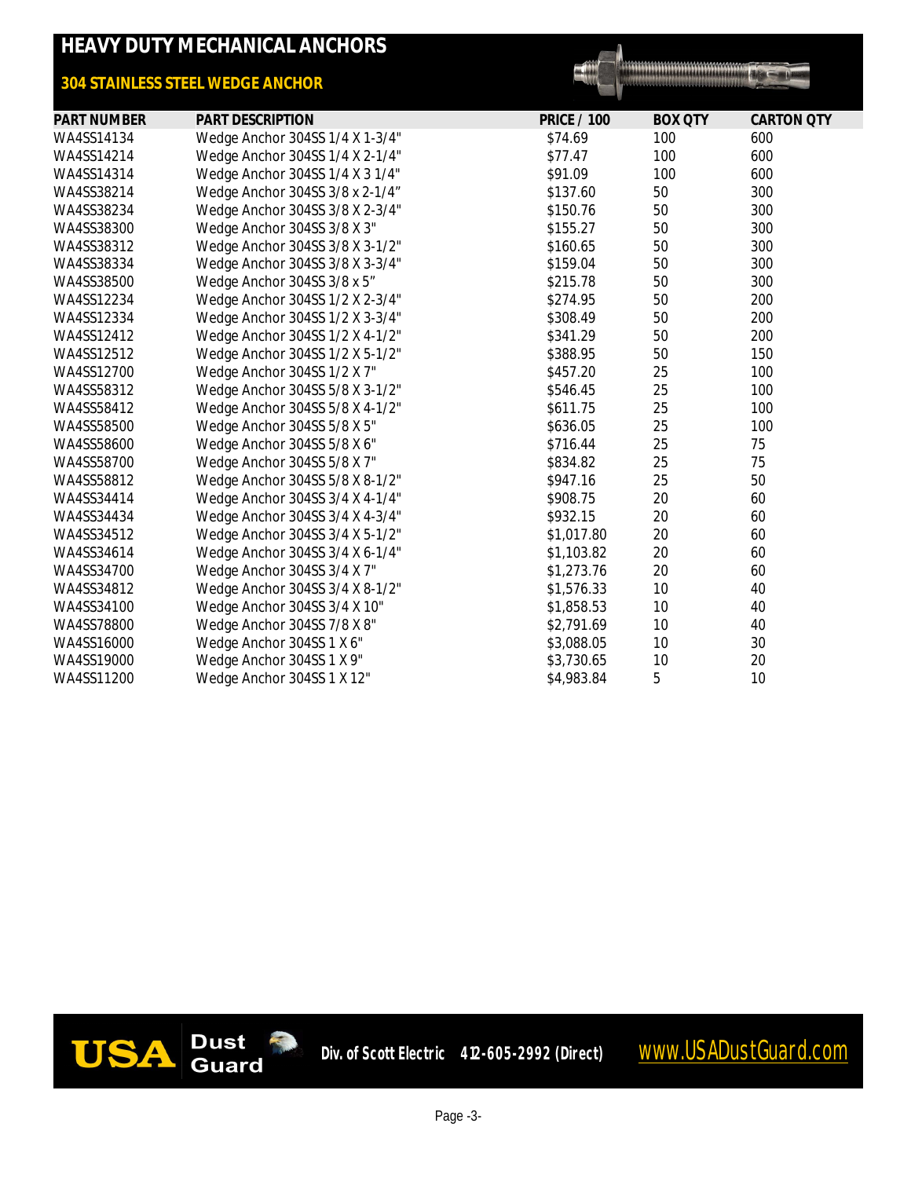# HEAVY DUTY MECHANICAL ANCHORS

## 304 STAINLESS STEEL WEDGE ANCHOR

| PART NUMBER | PART DESCRIPTION | PRICE / 100 | BOX QTY | CARTON QTY |
|---|---|---|---|---|
| WA4SS14134 | Wedge Anchor 304SS 1/4 X 1-3/4" | $74.69 | 100 | 600 |
| WA4SS14214 | Wedge Anchor 304SS 1/4 X 2-1/4" | $77.47 | 100 | 600 |
| WA4SS14314 | Wedge Anchor 304SS 1/4 X 3 1/4" | $91.09 | 100 | 600 |
| WA4SS38214 | Wedge Anchor 304SS 3/8 x 2-1/4" | $137.60 | 50 | 300 |
| WA4SS38234 | Wedge Anchor 304SS 3/8 X 2-3/4" | $150.76 | 50 | 300 |
| WA4SS38300 | Wedge Anchor 304SS 3/8 X 3" | $155.27 | 50 | 300 |
| WA4SS38312 | Wedge Anchor 304SS 3/8 X 3-1/2" | $160.65 | 50 | 300 |
| WA4SS38334 | Wedge Anchor 304SS 3/8 X 3-3/4" | $159.04 | 50 | 300 |
| WA4SS38500 | Wedge Anchor 304SS 3/8 x 5" | $215.78 | 50 | 300 |
| WA4SS12234 | Wedge Anchor 304SS 1/2 X 2-3/4" | $274.95 | 50 | 200 |
| WA4SS12334 | Wedge Anchor 304SS 1/2 X 3-3/4" | $308.49 | 50 | 200 |
| WA4SS12412 | Wedge Anchor 304SS 1/2 X 4-1/2" | $341.29 | 50 | 200 |
| WA4SS12512 | Wedge Anchor 304SS 1/2 X 5-1/2" | $388.95 | 50 | 150 |
| WA4SS12700 | Wedge Anchor 304SS 1/2 X 7" | $457.20 | 25 | 100 |
| WA4SS58312 | Wedge Anchor 304SS 5/8 X 3-1/2" | $546.45 | 25 | 100 |
| WA4SS58412 | Wedge Anchor 304SS 5/8 X 4-1/2" | $611.75 | 25 | 100 |
| WA4SS58500 | Wedge Anchor 304SS 5/8 X 5" | $636.05 | 25 | 100 |
| WA4SS58600 | Wedge Anchor 304SS 5/8 X 6" | $716.44 | 25 | 75 |
| WA4SS58700 | Wedge Anchor 304SS 5/8 X 7" | $834.82 | 25 | 75 |
| WA4SS58812 | Wedge Anchor 304SS 5/8 X 8-1/2" | $947.16 | 25 | 50 |
| WA4SS34414 | Wedge Anchor 304SS 3/4 X 4-1/4" | $908.75 | 20 | 60 |
| WA4SS34434 | Wedge Anchor 304SS 3/4 X 4-3/4" | $932.15 | 20 | 60 |
| WA4SS34512 | Wedge Anchor 304SS 3/4 X 5-1/2" | $1,017.80 | 20 | 60 |
| WA4SS34614 | Wedge Anchor 304SS 3/4 X 6-1/4" | $1,103.82 | 20 | 60 |
| WA4SS34700 | Wedge Anchor 304SS 3/4 X 7" | $1,273.76 | 20 | 60 |
| WA4SS34812 | Wedge Anchor 304SS 3/4 X 8-1/2" | $1,576.33 | 10 | 40 |
| WA4SS34100 | Wedge Anchor 304SS 3/4 X 10" | $1,858.53 | 10 | 40 |
| WA4SS78800 | Wedge Anchor 304SS 7/8 X 8" | $2,791.69 | 10 | 40 |
| WA4SS16000 | Wedge Anchor 304SS 1 X 6" | $3,088.05 | 10 | 30 |
| WA4SS19000 | Wedge Anchor 304SS 1 X 9" | $3,730.65 | 10 | 20 |
| WA4SS11200 | Wedge Anchor 304SS 1 X 12" | $4,983.84 | 5 | 10 |

USA Dust Guard Div. of Scott Electric 412-605-2992 (Direct) www.USADustGuard.com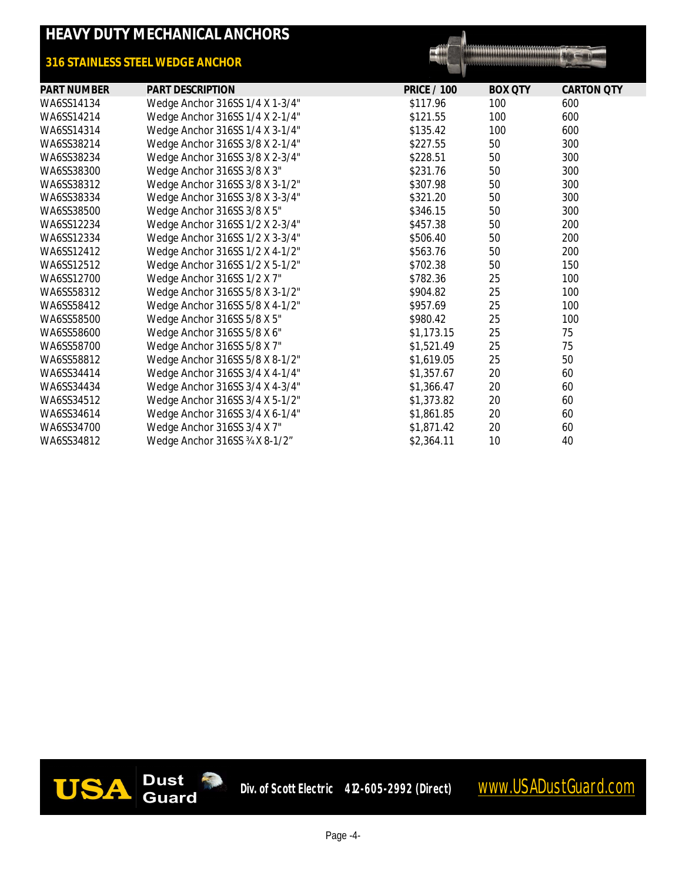# HEAVY DUTY MECHANICAL ANCHORS

## 316 STAINLESS STEEL WEDGE ANCHOR

| PART NUMBER | PART DESCRIPTION | PRICE / 100 | BOX QTY | CARTON QTY |
|---|---|---|---|---|
| WA6SS14134 | Wedge Anchor 316SS 1/4 X 1-3/4" | $117.96 | 100 | 600 |
| WA6SS14214 | Wedge Anchor 316SS 1/4 X 2-1/4" | $121.55 | 100 | 600 |
| WA6SS14314 | Wedge Anchor 316SS 1/4 X 3-1/4" | $135.42 | 100 | 600 |
| WA6SS38214 | Wedge Anchor 316SS 3/8 X 2-1/4" | $227.55 | 50 | 300 |
| WA6SS38234 | Wedge Anchor 316SS 3/8 X 2-3/4" | $228.51 | 50 | 300 |
| WA6SS38300 | Wedge Anchor 316SS 3/8 X 3" | $231.76 | 50 | 300 |
| WA6SS38312 | Wedge Anchor 316SS 3/8 X 3-1/2" | $307.98 | 50 | 300 |
| WA6SS38334 | Wedge Anchor 316SS 3/8 X 3-3/4" | $321.20 | 50 | 300 |
| WA6SS38500 | Wedge Anchor 316SS 3/8 X 5" | $346.15 | 50 | 300 |
| WA6SS12234 | Wedge Anchor 316SS 1/2 X 2-3/4" | $457.38 | 50 | 200 |
| WA6SS12334 | Wedge Anchor 316SS 1/2 X 3-3/4" | $506.40 | 50 | 200 |
| WA6SS12412 | Wedge Anchor 316SS 1/2 X 4-1/2" | $563.76 | 50 | 200 |
| WA6SS12512 | Wedge Anchor 316SS 1/2 X 5-1/2" | $702.38 | 50 | 150 |
| WA6SS12700 | Wedge Anchor 316SS 1/2 X 7" | $782.36 | 25 | 100 |
| WA6SS58312 | Wedge Anchor 316SS 5/8 X 3-1/2" | $904.82 | 25 | 100 |
| WA6SS58412 | Wedge Anchor 316SS 5/8 X 4-1/2" | $957.69 | 25 | 100 |
| WA6SS58500 | Wedge Anchor 316SS 5/8 X 5" | $980.42 | 25 | 100 |
| WA6SS58600 | Wedge Anchor 316SS 5/8 X 6" | $1,173.15 | 25 | 75 |
| WA6SS58700 | Wedge Anchor 316SS 5/8 X 7" | $1,521.49 | 25 | 75 |
| WA6SS58812 | Wedge Anchor 316SS 5/8 X 8-1/2" | $1,619.05 | 25 | 50 |
| WA6SS34414 | Wedge Anchor 316SS 3/4 X 4-1/4" | $1,357.67 | 20 | 60 |
| WA6SS34434 | Wedge Anchor 316SS 3/4 X 4-3/4" | $1,366.47 | 20 | 60 |
| WA6SS34512 | Wedge Anchor 316SS 3/4 X 5-1/2" | $1,373.82 | 20 | 60 |
| WA6SS34614 | Wedge Anchor 316SS 3/4 X 6-1/4" | $1,861.85 | 20 | 60 |
| WA6SS34700 | Wedge Anchor 316SS 3/4 X 7" | $1,871.42 | 20 | 60 |
| WA6SS34812 | Wedge Anchor 316SS ¾ X 8-1/2” | $2,364.11 | 10 | 40 |

USA Dust Guard Div. of Scott Electric 412-605-2992 (Direct) www.USADustGuard.com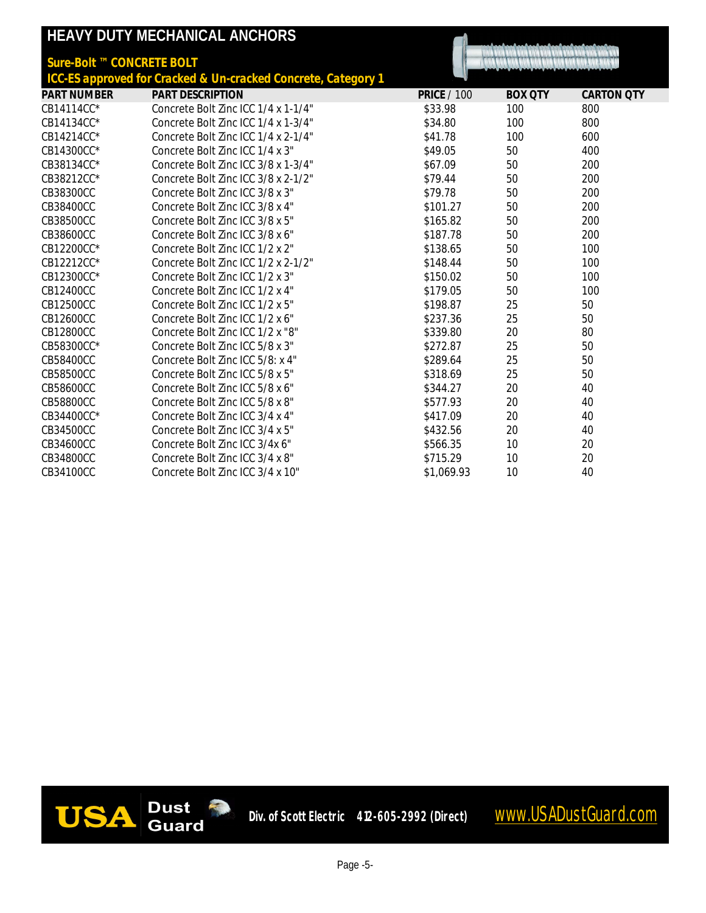# HEAVY DUTY MECHANICAL ANCHORS

## Sure-Bolt ™ CONCRETE BOLT

### ICC-ES approved for Cracked & Un-cracked Concrete, Category 1

| PART NUMBER | PART DESCRIPTION | PRICE / 100 | BOX QTY | CARTON QTY |
|---|---|---|---|---|
| CB14114CC* | Concrete Bolt Zinc ICC 1/4 x 1-1/4" | $33.98 | 100 | 800 |
| CB14134CC* | Concrete Bolt Zinc ICC 1/4 x 1-3/4" | $34.80 | 100 | 800 |
| CB14214CC* | Concrete Bolt Zinc ICC 1/4 x 2-1/4" | $41.78 | 100 | 600 |
| CB14300CC* | Concrete Bolt Zinc ICC 1/4 x 3" | $49.05 | 50 | 400 |
| CB38134CC* | Concrete Bolt Zinc ICC 3/8 x 1-3/4" | $67.09 | 50 | 200 |
| CB38212CC* | Concrete Bolt Zinc ICC 3/8 x 2-1/2" | $79.44 | 50 | 200 |
| CB38300CC | Concrete Bolt Zinc ICC 3/8 x 3" | $79.78 | 50 | 200 |
| CB38400CC | Concrete Bolt Zinc ICC 3/8 x 4" | $101.27 | 50 | 200 |
| CB38500CC | Concrete Bolt Zinc ICC 3/8 x 5" | $165.82 | 50 | 200 |
| CB38600CC | Concrete Bolt Zinc ICC 3/8 x 6" | $187.78 | 50 | 200 |
| CB12200CC* | Concrete Bolt Zinc ICC 1/2 x 2" | $138.65 | 50 | 100 |
| CB12212CC* | Concrete Bolt Zinc ICC 1/2 x 2-1/2" | $148.44 | 50 | 100 |
| CB12300CC* | Concrete Bolt Zinc ICC 1/2 x 3" | $150.02 | 50 | 100 |
| CB12400CC | Concrete Bolt Zinc ICC 1/2 x 4" | $179.05 | 50 | 100 |
| CB12500CC | Concrete Bolt Zinc ICC 1/2 x 5" | $198.87 | 25 | 50 |
| CB12600CC | Concrete Bolt Zinc ICC 1/2 x 6" | $237.36 | 25 | 50 |
| CB12800CC | Concrete Bolt Zinc ICC 1/2 x "8" | $339.80 | 20 | 80 |
| CB58300CC* | Concrete Bolt Zinc ICC 5/8 x 3" | $272.87 | 25 | 50 |
| CB58400CC | Concrete Bolt Zinc ICC 5/8: x 4" | $289.64 | 25 | 50 |
| CB58500CC | Concrete Bolt Zinc ICC 5/8 x 5" | $318.69 | 25 | 50 |
| CB58600CC | Concrete Bolt Zinc ICC 5/8 x 6" | $344.27 | 20 | 40 |
| CB58800CC | Concrete Bolt Zinc ICC 5/8 x 8" | $577.93 | 20 | 40 |
| CB34400CC* | Concrete Bolt Zinc ICC 3/4 x 4" | $417.09 | 20 | 40 |
| CB34500CC | Concrete Bolt Zinc ICC 3/4 x 5" | $432.56 | 20 | 40 |
| CB34600CC | Concrete Bolt Zinc ICC 3/4x 6" | $566.35 | 10 | 20 |
| CB34800CC | Concrete Bolt Zinc ICC 3/4 x 8" | $715.29 | 10 | 20 |
| CB34100CC | Concrete Bolt Zinc ICC 3/4 x 10" | $1,069.93 | 10 | 40 |

USA Dust Guard — Div. of Scott Electric 412-605-2992 (Direct) www.USADustGuard.com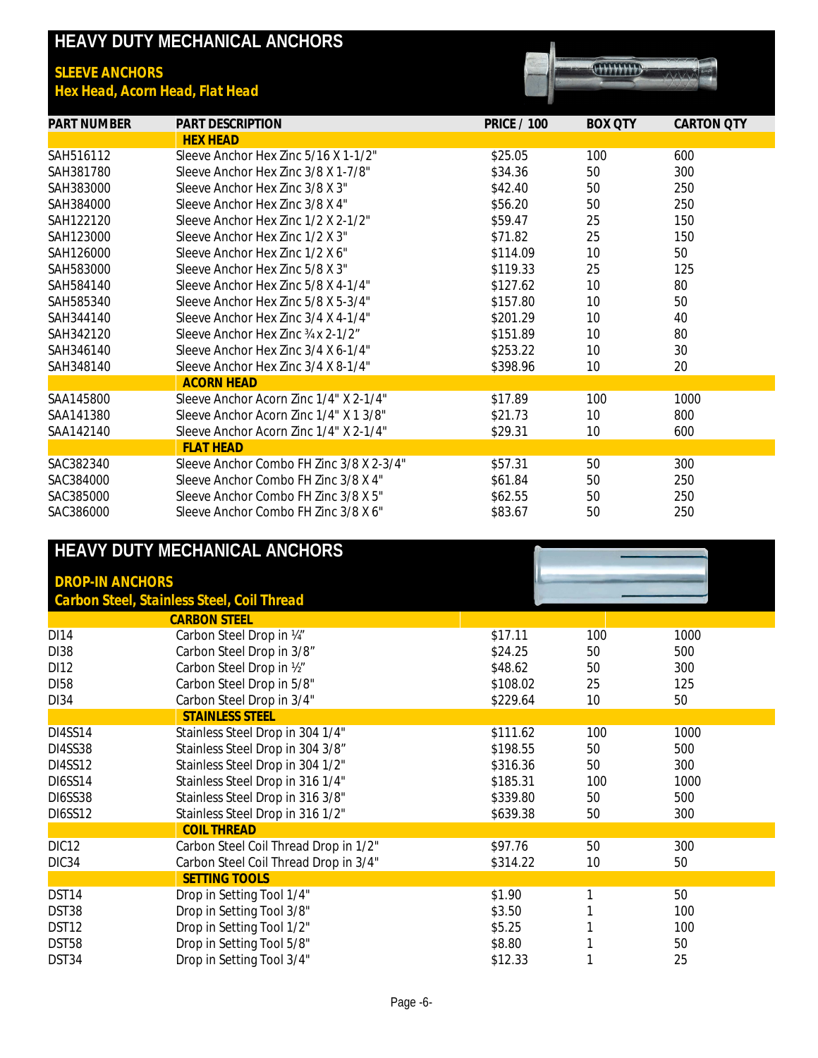# HEAVY DUTY MECHANICAL ANCHORS

## SLEEVE ANCHORS

### Hex Head, Acorn Head, Flat Head

| PART NUMBER | PART DESCRIPTION | PRICE / 100 | BOX QTY | CARTON QTY |
|---|---|---|---|---|
| | **HEX HEAD** | | | |
| SAH516112 | Sleeve Anchor Hex Zinc 5/16 X 1-1/2" | $25.05 | 100 | 600 |
| SAH381780 | Sleeve Anchor Hex Zinc 3/8 X 1-7/8" | $34.36 | 50 | 300 |
| SAH383000 | Sleeve Anchor Hex Zinc 3/8 X 3" | $42.40 | 50 | 250 |
| SAH384000 | Sleeve Anchor Hex Zinc 3/8 X 4" | $56.20 | 50 | 250 |
| SAH122120 | Sleeve Anchor Hex Zinc 1/2 X 2-1/2" | $59.47 | 25 | 150 |
| SAH123000 | Sleeve Anchor Hex Zinc 1/2 X 3" | $71.82 | 25 | 150 |
| SAH126000 | Sleeve Anchor Hex Zinc 1/2 X 6" | $114.09 | 10 | 50 |
| SAH583000 | Sleeve Anchor Hex Zinc 5/8 X 3" | $119.33 | 25 | 125 |
| SAH584140 | Sleeve Anchor Hex Zinc 5/8 X 4-1/4" | $127.62 | 10 | 80 |
| SAH585340 | Sleeve Anchor Hex Zinc 5/8 X 5-3/4" | $157.80 | 10 | 50 |
| SAH344140 | Sleeve Anchor Hex Zinc 3/4 X 4-1/4" | $201.29 | 10 | 40 |
| SAH342120 | Sleeve Anchor Hex Zinc ¾ x 2-1/2" | $151.89 | 10 | 80 |
| SAH346140 | Sleeve Anchor Hex Zinc 3/4 X 6-1/4" | $253.22 | 10 | 30 |
| SAH348140 | Sleeve Anchor Hex Zinc 3/4 X 8-1/4" | $398.96 | 10 | 20 |
| | **ACORN HEAD** | | | |
| SAA145800 | Sleeve Anchor Acorn Zinc 1/4" X 2-1/4" | $17.89 | 100 | 1000 |
| SAA141380 | Sleeve Anchor Acorn Zinc 1/4" X 1 3/8" | $21.73 | 10 | 800 |
| SAA142140 | Sleeve Anchor Acorn Zinc 1/4" X 2-1/4" | $29.31 | 10 | 600 |
| | **FLAT HEAD** | | | |
| SAC382340 | Sleeve Anchor Combo FH Zinc 3/8 X 2-3/4" | $57.31 | 50 | 300 |
| SAC384000 | Sleeve Anchor Combo FH Zinc 3/8 X 4" | $61.84 | 50 | 250 |
| SAC385000 | Sleeve Anchor Combo FH Zinc 3/8 X 5" | $62.55 | 50 | 250 |
| SAC386000 | Sleeve Anchor Combo FH Zinc 3/8 X 6" | $83.67 | 50 | 250 |

# HEAVY DUTY MECHANICAL ANCHORS

## DROP-IN ANCHORS

### Carbon Steel, Stainless Steel, Coil Thread

| PART NUMBER | PART DESCRIPTION | PRICE / 100 | BOX QTY | CARTON QTY |
|---|---|---|---|---|
| | **CARBON STEEL** | | | |
| DI14 | Carbon Steel Drop in ¼" | $17.11 | 100 | 1000 |
| DI38 | Carbon Steel Drop in 3/8" | $24.25 | 50 | 500 |
| DI12 | Carbon Steel Drop in ½" | $48.62 | 50 | 300 |
| DI58 | Carbon Steel Drop in 5/8" | $108.02 | 25 | 125 |
| DI34 | Carbon Steel Drop in 3/4" | $229.64 | 10 | 50 |
| | **STAINLESS STEEL** | | | |
| DI4SS14 | Stainless Steel Drop in 304 1/4" | $111.62 | 100 | 1000 |
| DI4SS38 | Stainless Steel Drop in 304 3/8" | $198.55 | 50 | 500 |
| DI4SS12 | Stainless Steel Drop in 304 1/2" | $316.36 | 50 | 300 |
| DI6SS14 | Stainless Steel Drop in 316 1/4" | $185.31 | 100 | 1000 |
| DI6SS38 | Stainless Steel Drop in 316 3/8" | $339.80 | 50 | 500 |
| DI6SS12 | Stainless Steel Drop in 316 1/2" | $639.38 | 50 | 300 |
| | **COIL THREAD** | | | |
| DIC12 | Carbon Steel Coil Thread Drop in 1/2" | $97.76 | 50 | 300 |
| DIC34 | Carbon Steel Coil Thread Drop in 3/4" | $314.22 | 10 | 50 |
| | **SETTING TOOLS** | | | |
| DST14 | Drop in Setting Tool 1/4" | $1.90 | 1 | 50 |
| DST38 | Drop in Setting Tool 3/8" | $3.50 | 1 | 100 |
| DST12 | Drop in Setting Tool 1/2" | $5.25 | 1 | 100 |
| DST58 | Drop in Setting Tool 5/8" | $8.80 | 1 | 50 |
| DST34 | Drop in Setting Tool 3/4" | $12.33 | 1 | 25 |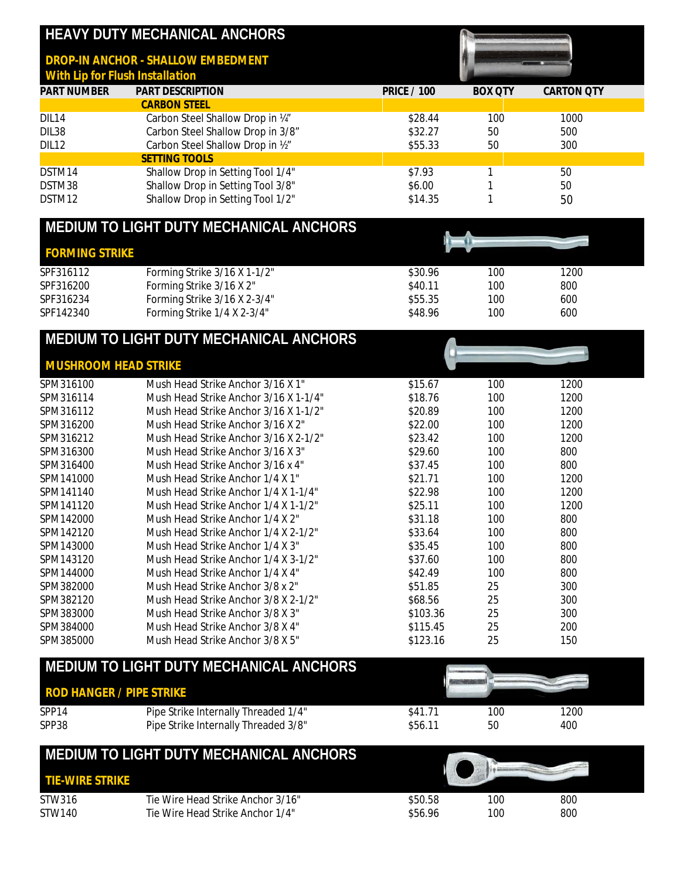## HEAVY DUTY MECHANICAL ANCHORS

### DROP-IN ANCHOR - SHALLOW EMBEDMENT

**With Lip for Flush Installation**

| PART NUMBER | PART DESCRIPTION | PRICE / 100 | BOX QTY | CARTON QTY |
|---|---|---|---|---|
| | **CARBON STEEL** | | | |
| DIL14 | Carbon Steel Shallow Drop in ¼" | $28.44 | 100 | 1000 |
| DIL38 | Carbon Steel Shallow Drop in 3/8" | $32.27 | 50 | 500 |
| DIL12 | Carbon Steel Shallow Drop in ½" | $55.33 | 50 | 300 |
| | **SETTING TOOLS** | | | |
| DSTM14 | Shallow Drop in Setting Tool 1/4" | $7.93 | 1 | 50 |
| DSTM38 | Shallow Drop in Setting Tool 3/8" | $6.00 | 1 | 50 |
| DSTM12 | Shallow Drop in Setting Tool 1/2" | $14.35 | 1 | 50 |

## MEDIUM TO LIGHT DUTY MECHANICAL ANCHORS

### FORMING STRIKE

| PART NUMBER | PART DESCRIPTION | PRICE / 100 | BOX QTY | CARTON QTY |
|---|---|---|---|---|
| SPF316112 | Forming Strike 3/16 X 1-1/2" | $30.96 | 100 | 1200 |
| SPF316200 | Forming Strike 3/16 X 2" | $40.11 | 100 | 800 |
| SPF316234 | Forming Strike 3/16 X 2-3/4" | $55.35 | 100 | 600 |
| SPF142340 | Forming Strike 1/4 X 2-3/4" | $48.96 | 100 | 600 |

## MEDIUM TO LIGHT DUTY MECHANICAL ANCHORS

### MUSHROOM HEAD STRIKE

| PART NUMBER | PART DESCRIPTION | PRICE / 100 | BOX QTY | CARTON QTY |
|---|---|---|---|---|
| SPM316100 | Mush Head Strike Anchor 3/16 X 1" | $15.67 | 100 | 1200 |
| SPM316114 | Mush Head Strike Anchor 3/16 X 1-1/4" | $18.76 | 100 | 1200 |
| SPM316112 | Mush Head Strike Anchor 3/16 X 1-1/2" | $20.89 | 100 | 1200 |
| SPM316200 | Mush Head Strike Anchor 3/16 X 2" | $22.00 | 100 | 1200 |
| SPM316212 | Mush Head Strike Anchor 3/16 X 2-1/2" | $23.42 | 100 | 1200 |
| SPM316300 | Mush Head Strike Anchor 3/16 X 3" | $29.60 | 100 | 800 |
| SPM316400 | Mush Head Strike Anchor 3/16 x 4" | $37.45 | 100 | 800 |
| SPM141000 | Mush Head Strike Anchor 1/4 X 1" | $21.71 | 100 | 1200 |
| SPM141140 | Mush Head Strike Anchor 1/4 X 1-1/4" | $22.98 | 100 | 1200 |
| SPM141120 | Mush Head Strike Anchor 1/4 X 1-1/2" | $25.11 | 100 | 1200 |
| SPM142000 | Mush Head Strike Anchor 1/4 X 2" | $31.18 | 100 | 800 |
| SPM142120 | Mush Head Strike Anchor 1/4 X 2-1/2" | $33.64 | 100 | 800 |
| SPM143000 | Mush Head Strike Anchor 1/4 X 3" | $35.45 | 100 | 800 |
| SPM143120 | Mush Head Strike Anchor 1/4 X 3-1/2" | $37.60 | 100 | 800 |
| SPM144000 | Mush Head Strike Anchor 1/4 X 4" | $42.49 | 100 | 800 |
| SPM382000 | Mush Head Strike Anchor 3/8 x 2" | $51.85 | 25 | 300 |
| SPM382120 | Mush Head Strike Anchor 3/8 X 2-1/2" | $68.56 | 25 | 300 |
| SPM383000 | Mush Head Strike Anchor 3/8 X 3" | $103.36 | 25 | 300 |
| SPM384000 | Mush Head Strike Anchor 3/8 X 4" | $115.45 | 25 | 200 |
| SPM385000 | Mush Head Strike Anchor 3/8 X 5" | $123.16 | 25 | 150 |

## MEDIUM TO LIGHT DUTY MECHANICAL ANCHORS

### ROD HANGER / PIPE STRIKE

| PART NUMBER | PART DESCRIPTION | PRICE / 100 | BOX QTY | CARTON QTY |
|---|---|---|---|---|
| SPP14 | Pipe Strike Internally Threaded 1/4" | $41.71 | 100 | 1200 |
| SPP38 | Pipe Strike Internally Threaded 3/8" | $56.11 | 50 | 400 |

## MEDIUM TO LIGHT DUTY MECHANICAL ANCHORS

### TIE-WIRE STRIKE

| PART NUMBER | PART DESCRIPTION | PRICE / 100 | BOX QTY | CARTON QTY |
|---|---|---|---|---|
| STW316 | Tie Wire Head Strike Anchor 3/16" | $50.58 | 100 | 800 |
| STW140 | Tie Wire Head Strike Anchor 1/4" | $56.96 | 100 | 800 |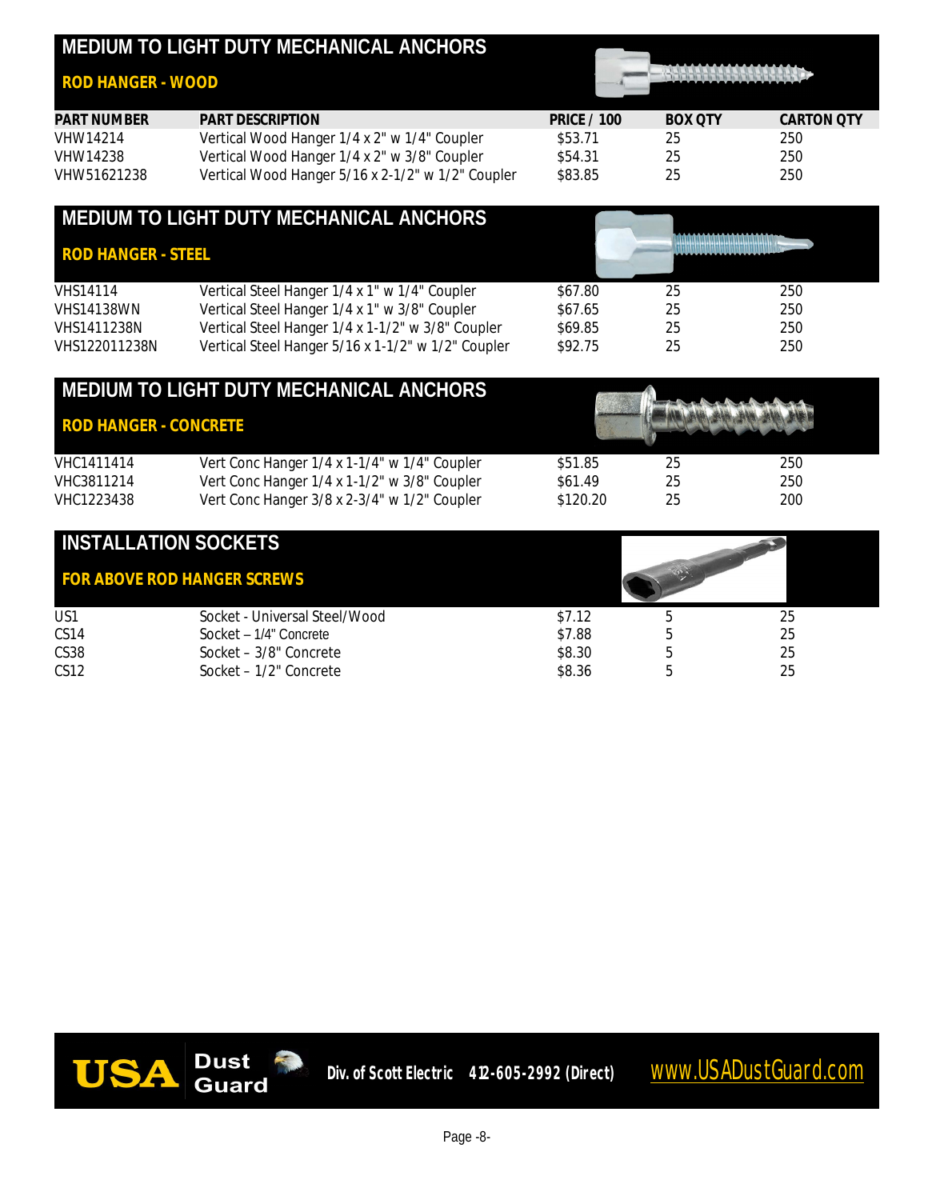## MEDIUM TO LIGHT DUTY MECHANICAL ANCHORS

### ROD HANGER - WOOD

| PART NUMBER | PART DESCRIPTION | PRICE / 100 | BOX QTY | CARTON QTY |
|---|---|---|---|---|
| VHW14214 | Vertical Wood Hanger 1/4 x 2" w 1/4" Coupler | $53.71 | 25 | 250 |
| VHW14238 | Vertical Wood Hanger 1/4 x 2" w 3/8" Coupler | $54.31 | 25 | 250 |
| VHW51621238 | Vertical Wood Hanger 5/16 x 2-1/2" w 1/2" Coupler | $83.85 | 25 | 250 |

## MEDIUM TO LIGHT DUTY MECHANICAL ANCHORS

### ROD HANGER - STEEL

| PART NUMBER | PART DESCRIPTION | PRICE / 100 | BOX QTY | CARTON QTY |
|---|---|---|---|---|
| VHS14114 | Vertical Steel Hanger 1/4 x 1" w 1/4" Coupler | $67.80 | 25 | 250 |
| VHS14138WN | Vertical Steel Hanger 1/4 x 1" w 3/8" Coupler | $67.65 | 25 | 250 |
| VHS1411238N | Vertical Steel Hanger 1/4 x 1-1/2" w 3/8" Coupler | $69.85 | 25 | 250 |
| VHS122011238N | Vertical Steel Hanger 5/16 x 1-1/2" w 1/2" Coupler | $92.75 | 25 | 250 |

## MEDIUM TO LIGHT DUTY MECHANICAL ANCHORS

### ROD HANGER - CONCRETE

| PART NUMBER | PART DESCRIPTION | PRICE / 100 | BOX QTY | CARTON QTY |
|---|---|---|---|---|
| VHC1411414 | Vert Conc Hanger 1/4 x 1-1/4" w 1/4" Coupler | $51.85 | 25 | 250 |
| VHC3811214 | Vert Conc Hanger 1/4 x 1-1/2" w 3/8" Coupler | $61.49 | 25 | 250 |
| VHC1223438 | Vert Conc Hanger 3/8 x 2-3/4" w 1/2" Coupler | $120.20 | 25 | 200 |

## INSTALLATION SOCKETS

### FOR ABOVE ROD HANGER SCREWS

| PART NUMBER | PART DESCRIPTION | PRICE / 100 | BOX QTY | CARTON QTY |
|---|---|---|---|---|
| US1 | Socket - Universal Steel/Wood | $7.12 | 5 | 25 |
| CS14 | Socket – 1/4" Concrete | $7.88 | 5 | 25 |
| CS38 | Socket – 3/8" Concrete | $8.30 | 5 | 25 |
| CS12 | Socket – 1/2" Concrete | $8.36 | 5 | 25 |

USA Dust Guard Div. of Scott Electric 412-605-2992 (Direct) www.USADustGuard.com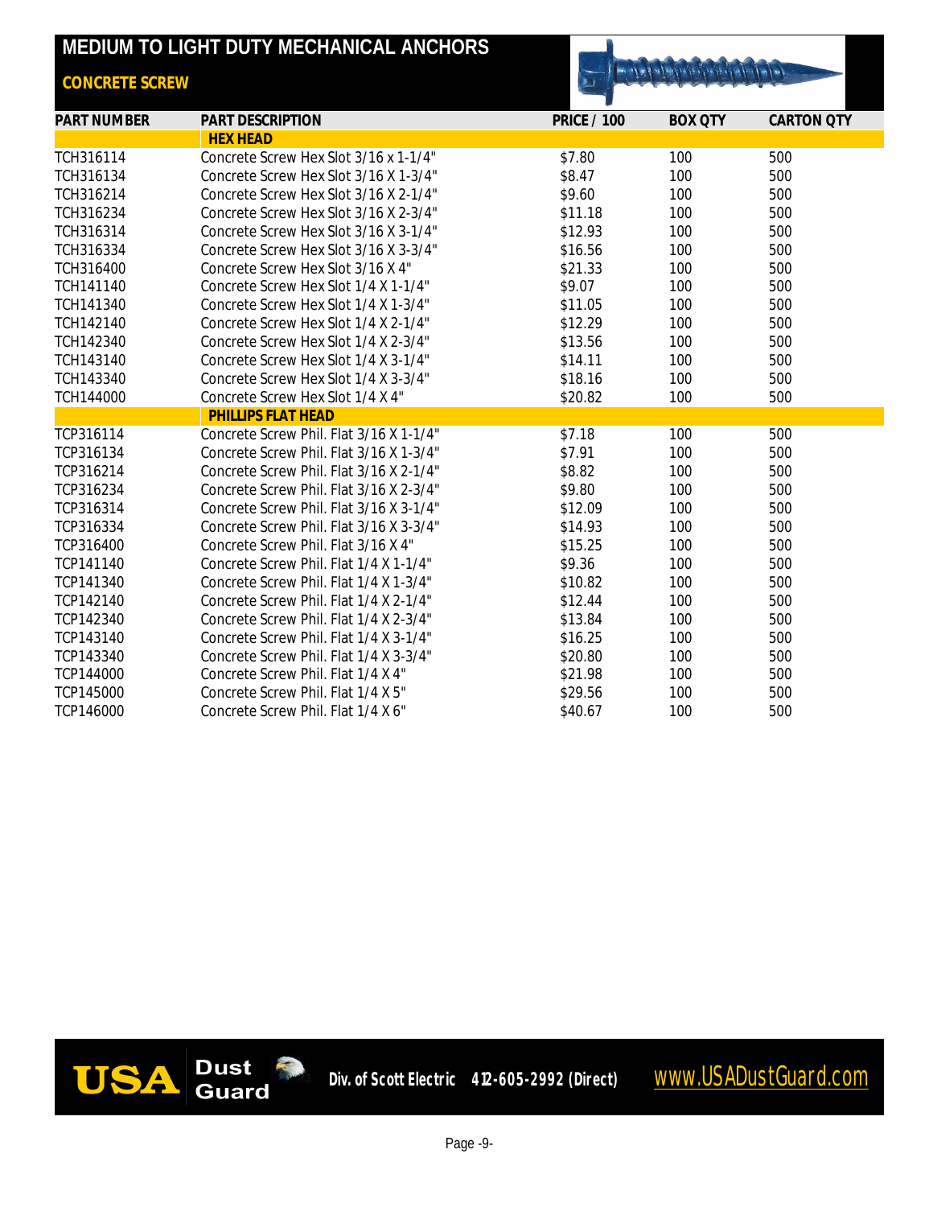# MEDIUM TO LIGHT DUTY MECHANICAL ANCHORS

## CONCRETE SCREW

| PART NUMBER | PART DESCRIPTION | PRICE / 100 | BOX QTY | CARTON QTY |
|---|---|---|---|---|
| | **HEX HEAD** | | | |
| TCH316114 | Concrete Screw Hex Slot 3/16 x 1-1/4" | $7.80 | 100 | 500 |
| TCH316134 | Concrete Screw Hex Slot 3/16 X 1-3/4" | $8.47 | 100 | 500 |
| TCH316214 | Concrete Screw Hex Slot 3/16 X 2-1/4" | $9.60 | 100 | 500 |
| TCH316234 | Concrete Screw Hex Slot 3/16 X 2-3/4" | $11.18 | 100 | 500 |
| TCH316314 | Concrete Screw Hex Slot 3/16 X 3-1/4" | $12.93 | 100 | 500 |
| TCH316334 | Concrete Screw Hex Slot 3/16 X 3-3/4" | $16.56 | 100 | 500 |
| TCH316400 | Concrete Screw Hex Slot 3/16 X 4" | $21.33 | 100 | 500 |
| TCH141140 | Concrete Screw Hex Slot 1/4 X 1-1/4" | $9.07 | 100 | 500 |
| TCH141340 | Concrete Screw Hex Slot 1/4 X 1-3/4" | $11.05 | 100 | 500 |
| TCH142140 | Concrete Screw Hex Slot 1/4 X 2-1/4" | $12.29 | 100 | 500 |
| TCH142340 | Concrete Screw Hex Slot 1/4 X 2-3/4" | $13.56 | 100 | 500 |
| TCH143140 | Concrete Screw Hex Slot 1/4 X 3-1/4" | $14.11 | 100 | 500 |
| TCH143340 | Concrete Screw Hex Slot 1/4 X 3-3/4" | $18.16 | 100 | 500 |
| TCH144000 | Concrete Screw Hex Slot 1/4 X 4" | $20.82 | 100 | 500 |
| | **PHILLIPS FLAT HEAD** | | | |
| TCP316114 | Concrete Screw Phil. Flat 3/16 X 1-1/4" | $7.18 | 100 | 500 |
| TCP316134 | Concrete Screw Phil. Flat 3/16 X 1-3/4" | $7.91 | 100 | 500 |
| TCP316214 | Concrete Screw Phil. Flat 3/16 X 2-1/4" | $8.82 | 100 | 500 |
| TCP316234 | Concrete Screw Phil. Flat 3/16 X 2-3/4" | $9.80 | 100 | 500 |
| TCP316314 | Concrete Screw Phil. Flat 3/16 X 3-1/4" | $12.09 | 100 | 500 |
| TCP316334 | Concrete Screw Phil. Flat 3/16 X 3-3/4" | $14.93 | 100 | 500 |
| TCP316400 | Concrete Screw Phil. Flat 3/16 X 4" | $15.25 | 100 | 500 |
| TCP141140 | Concrete Screw Phil. Flat 1/4 X 1-1/4" | $9.36 | 100 | 500 |
| TCP141340 | Concrete Screw Phil. Flat 1/4 X 1-3/4" | $10.82 | 100 | 500 |
| TCP142140 | Concrete Screw Phil. Flat 1/4 X 2-1/4" | $12.44 | 100 | 500 |
| TCP142340 | Concrete Screw Phil. Flat 1/4 X 2-3/4" | $13.84 | 100 | 500 |
| TCP143140 | Concrete Screw Phil. Flat 1/4 X 3-1/4" | $16.25 | 100 | 500 |
| TCP143340 | Concrete Screw Phil. Flat 1/4 X 3-3/4" | $20.80 | 100 | 500 |
| TCP144000 | Concrete Screw Phil. Flat 1/4 X 4" | $21.98 | 100 | 500 |
| TCP145000 | Concrete Screw Phil. Flat 1/4 X 5" | $29.56 | 100 | 500 |
| TCP146000 | Concrete Screw Phil. Flat 1/4 X 6" | $40.67 | 100 | 500 |

USA Dust Guard — Div. of Scott Electric 412-605-2992 (Direct) www.USADustGuard.com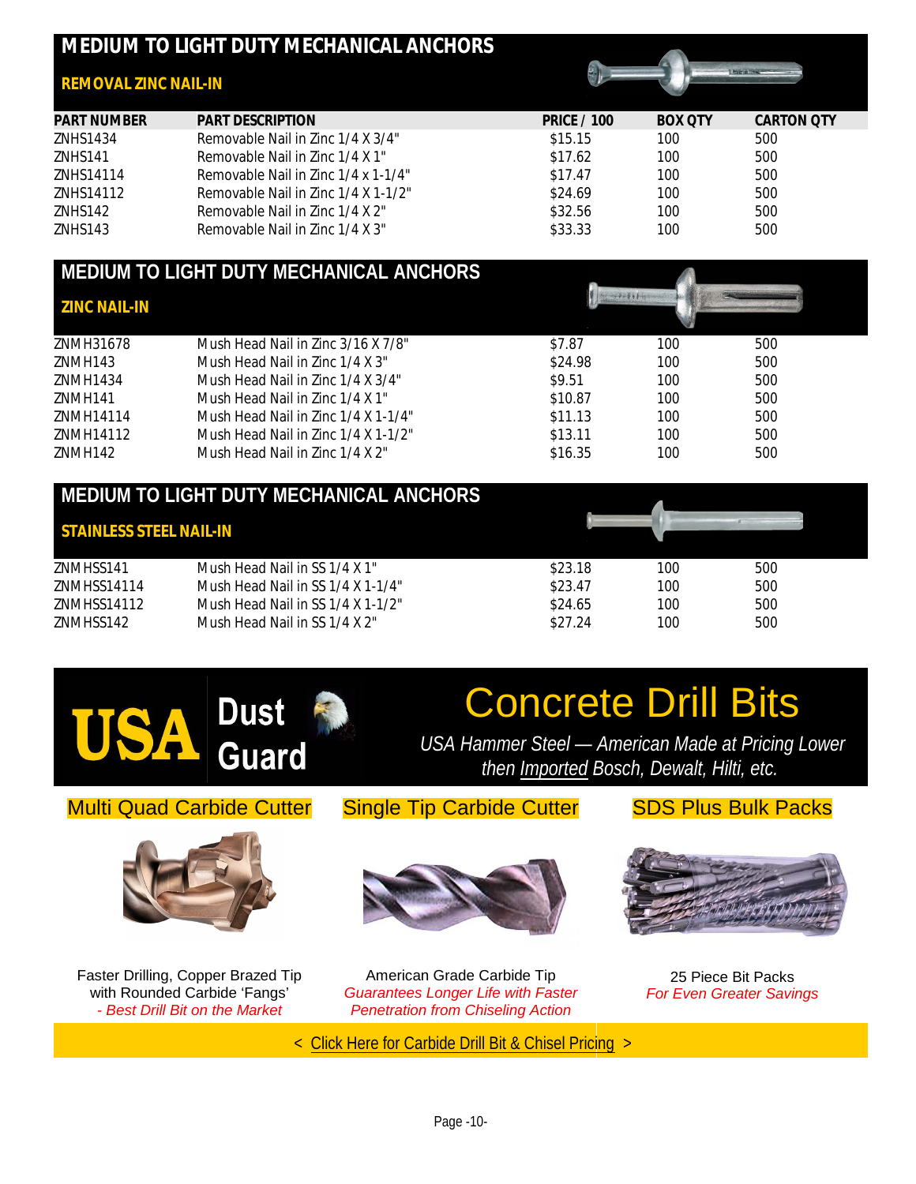## MEDIUM TO LIGHT DUTY MECHANICAL ANCHORS

### REMOVAL ZINC NAIL-IN

| PART NUMBER | PART DESCRIPTION | PRICE / 100 | BOX QTY | CARTON QTY |
|---|---|---|---|---|
| ZNHS1434 | Removable Nail in Zinc 1/4 X 3/4" | $15.15 | 100 | 500 |
| ZNHS141 | Removable Nail in Zinc 1/4 X 1" | $17.62 | 100 | 500 |
| ZNHS14114 | Removable Nail in Zinc 1/4 x 1-1/4" | $17.47 | 100 | 500 |
| ZNHS14112 | Removable Nail in Zinc 1/4 X 1-1/2" | $24.69 | 100 | 500 |
| ZNHS142 | Removable Nail in Zinc 1/4 X 2" | $32.56 | 100 | 500 |
| ZNHS143 | Removable Nail in Zinc 1/4 X 3" | $33.33 | 100 | 500 |

## MEDIUM TO LIGHT DUTY MECHANICAL ANCHORS

### ZINC NAIL-IN

| | | | | |
|---|---|---|---|---|
| ZNMH31678 | Mush Head Nail in Zinc 3/16 X 7/8" | $7.87 | 100 | 500 |
| ZNMH143 | Mush Head Nail in Zinc 1/4 X 3" | $24.98 | 100 | 500 |
| ZNMH1434 | Mush Head Nail in Zinc 1/4 X 3/4" | $9.51 | 100 | 500 |
| ZNMH141 | Mush Head Nail in Zinc 1/4 X 1" | $10.87 | 100 | 500 |
| ZNMH14114 | Mush Head Nail in Zinc 1/4 X 1-1/4" | $11.13 | 100 | 500 |
| ZNMH14112 | Mush Head Nail in Zinc 1/4 X 1-1/2" | $13.11 | 100 | 500 |
| ZNMH142 | Mush Head Nail in Zinc 1/4 X 2" | $16.35 | 100 | 500 |

## MEDIUM TO LIGHT DUTY MECHANICAL ANCHORS

### STAINLESS STEEL NAIL-IN

| | | | | |
|---|---|---|---|---|
| ZNMHSS141 | Mush Head Nail in SS 1/4 X 1" | $23.18 | 100 | 500 |
| ZNMHSS14114 | Mush Head Nail in SS 1/4 X 1-1/4" | $23.47 | 100 | 500 |
| ZNMHSS14112 | Mush Head Nail in SS 1/4 X 1-1/2" | $24.65 | 100 | 500 |
| ZNMHSS142 | Mush Head Nail in SS 1/4 X 2" | $27.24 | 100 | 500 |

**USA Dust Guard**

# Concrete Drill Bits

*USA Hammer Steel — American Made at Pricing Lower then Imported Bosch, Dewalt, Hilti, etc.*

**Multi Quad Carbide Cutter**

Faster Drilling, Copper Brazed Tip with Rounded Carbide 'Fangs'
*- Best Drill Bit on the Market*

**Single Tip Carbide Cutter**

American Grade Carbide Tip
*Guarantees Longer Life with Faster Penetration from Chiseling Action*

**SDS Plus Bulk Packs**

25 Piece Bit Packs
*For Even Greater Savings*

< Click Here for Carbide Drill Bit & Chisel Pricing >